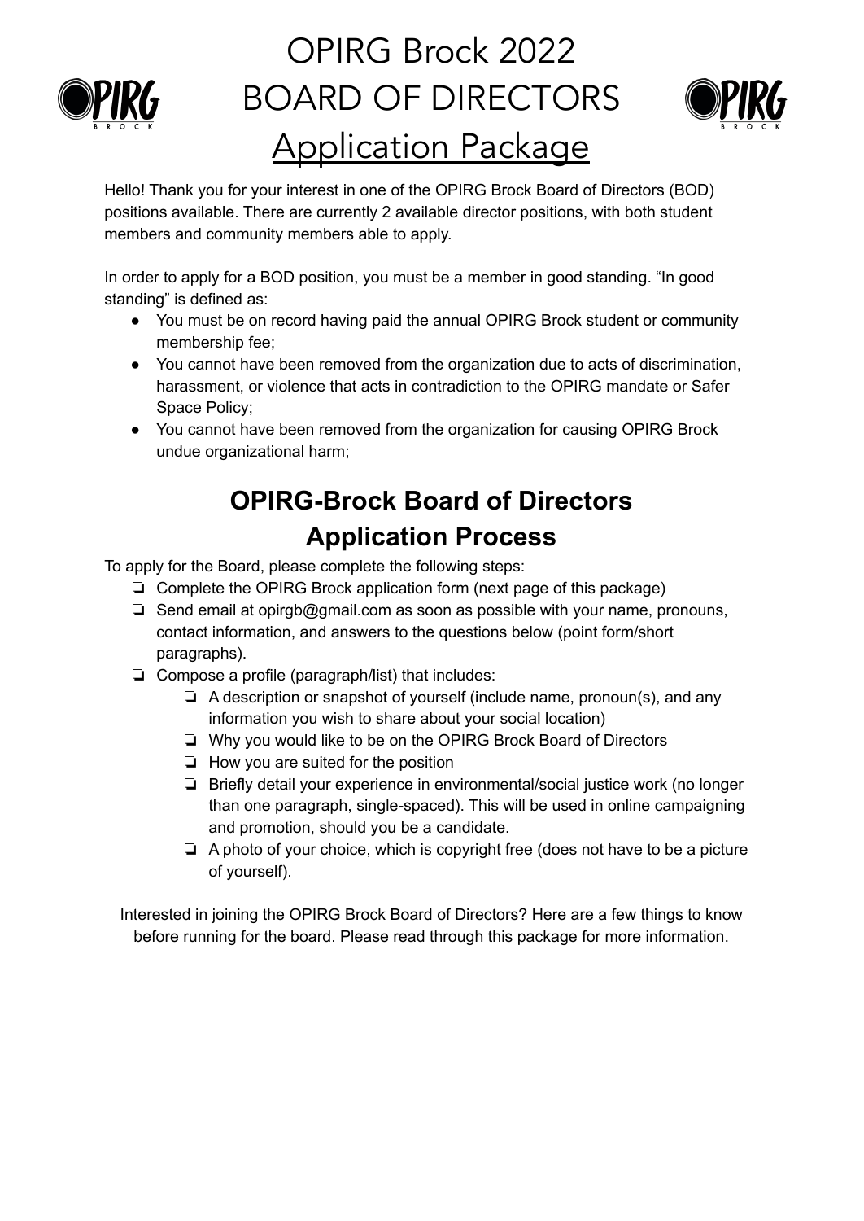# OPIRG Brock 2022
# BOARD OF DIRECTORS
# Application Package

Hello! Thank you for your interest in one of the OPIRG Brock Board of Directors (BOD) positions available. There are currently 2 available director positions, with both student members and community members able to apply.

In order to apply for a BOD position, you must be a member in good standing. "In good standing" is defined as:

- You must be on record having paid the annual OPIRG Brock student or community membership fee;
- You cannot have been removed from the organization due to acts of discrimination, harassment, or violence that acts in contradiction to the OPIRG mandate or Safer Space Policy;
- You cannot have been removed from the organization for causing OPIRG Brock undue organizational harm;

## OPIRG-Brock Board of Directors Application Process

To apply for the Board, please complete the following steps:

- ❏ Complete the OPIRG Brock application form (next page of this package)
- ❏ Send email at opirgb@gmail.com as soon as possible with your name, pronouns, contact information, and answers to the questions below (point form/short paragraphs).
- ❏ Compose a profile (paragraph/list) that includes:
  - ❏ A description or snapshot of yourself (include name, pronoun(s), and any information you wish to share about your social location)
  - ❏ Why you would like to be on the OPIRG Brock Board of Directors
  - ❏ How you are suited for the position
  - ❏ Briefly detail your experience in environmental/social justice work (no longer than one paragraph, single-spaced). This will be used in online campaigning and promotion, should you be a candidate.
  - ❏ A photo of your choice, which is copyright free (does not have to be a picture of yourself).

Interested in joining the OPIRG Brock Board of Directors? Here are a few things to know before running for the board. Please read through this package for more information.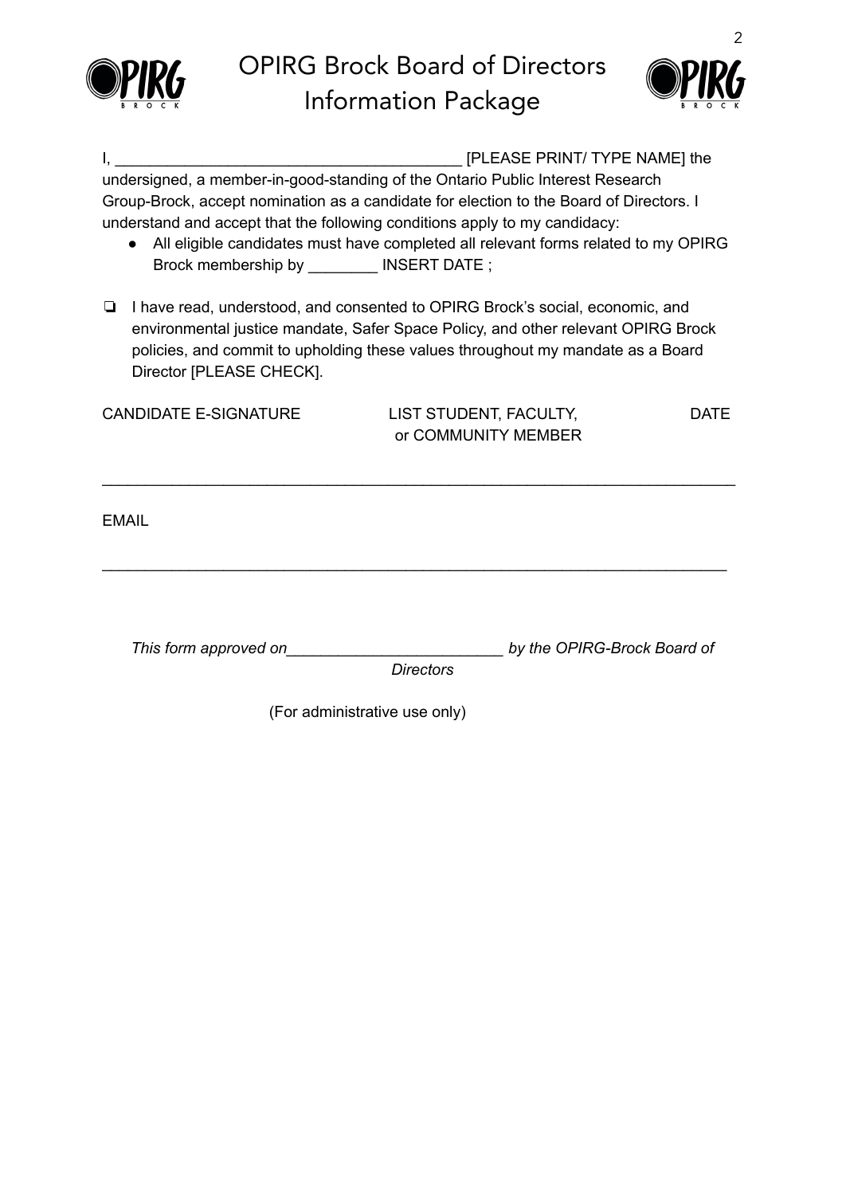I, _______________________________________ [PLEASE PRINT/ TYPE NAME] the undersigned, a member-in-good-standing of the Ontario Public Interest Research Group-Brock, accept nomination as a candidate for election to the Board of Directors. I understand and accept that the following conditions apply to my candidacy:

- All eligible candidates must have completed all relevant forms related to my OPIRG Brock membership by ________ INSERT DATE ;

- [ ] I have read, understood, and consented to OPIRG Brock's social, economic, and environmental justice mandate, Safer Space Policy, and other relevant OPIRG Brock policies, and commit to upholding these values throughout my mandate as a Board Director [PLEASE CHECK].

| CANDIDATE E-SIGNATURE | LIST STUDENT, FACULTY, or COMMUNITY MEMBER | DATE |
| --- | --- | --- |
| | | |

_________________________________________________________________________

EMAIL

_________________________________________________________________________

*This form approved on________________________ by the OPIRG-Brock Board of Directors*

(For administrative use only)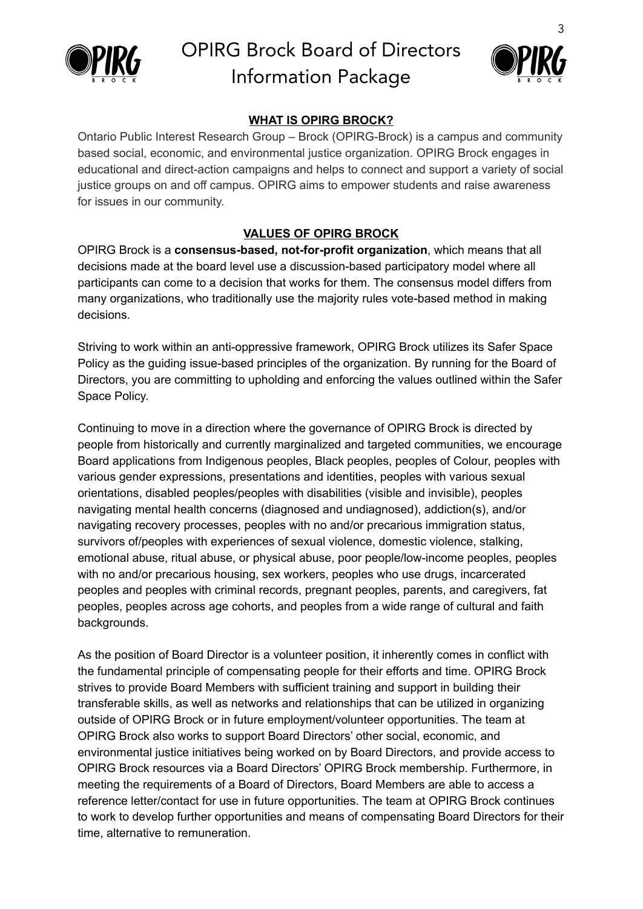## WHAT IS OPIRG BROCK?

Ontario Public Interest Research Group – Brock (OPIRG-Brock) is a campus and community based social, economic, and environmental justice organization. OPIRG Brock engages in educational and direct-action campaigns and helps to connect and support a variety of social justice groups on and off campus. OPIRG aims to empower students and raise awareness for issues in our community.

## VALUES OF OPIRG BROCK

OPIRG Brock is a **consensus-based, not-for-profit organization**, which means that all decisions made at the board level use a discussion-based participatory model where all participants can come to a decision that works for them. The consensus model differs from many organizations, who traditionally use the majority rules vote-based method in making decisions.

Striving to work within an anti-oppressive framework, OPIRG Brock utilizes its Safer Space Policy as the guiding issue-based principles of the organization. By running for the Board of Directors, you are committing to upholding and enforcing the values outlined within the Safer Space Policy.

Continuing to move in a direction where the governance of OPIRG Brock is directed by people from historically and currently marginalized and targeted communities, we encourage Board applications from Indigenous peoples, Black peoples, peoples of Colour, peoples with various gender expressions, presentations and identities, peoples with various sexual orientations, disabled peoples/peoples with disabilities (visible and invisible), peoples navigating mental health concerns (diagnosed and undiagnosed), addiction(s), and/or navigating recovery processes, peoples with no and/or precarious immigration status, survivors of/peoples with experiences of sexual violence, domestic violence, stalking, emotional abuse, ritual abuse, or physical abuse, poor people/low-income peoples, peoples with no and/or precarious housing, sex workers, peoples who use drugs, incarcerated peoples and peoples with criminal records, pregnant peoples, parents, and caregivers, fat peoples, peoples across age cohorts, and peoples from a wide range of cultural and faith backgrounds.

As the position of Board Director is a volunteer position, it inherently comes in conflict with the fundamental principle of compensating people for their efforts and time. OPIRG Brock strives to provide Board Members with sufficient training and support in building their transferable skills, as well as networks and relationships that can be utilized in organizing outside of OPIRG Brock or in future employment/volunteer opportunities. The team at OPIRG Brock also works to support Board Directors' other social, economic, and environmental justice initiatives being worked on by Board Directors, and provide access to OPIRG Brock resources via a Board Directors' OPIRG Brock membership. Furthermore, in meeting the requirements of a Board of Directors, Board Members are able to access a reference letter/contact for use in future opportunities. The team at OPIRG Brock continues to work to develop further opportunities and means of compensating Board Directors for their time, alternative to remuneration.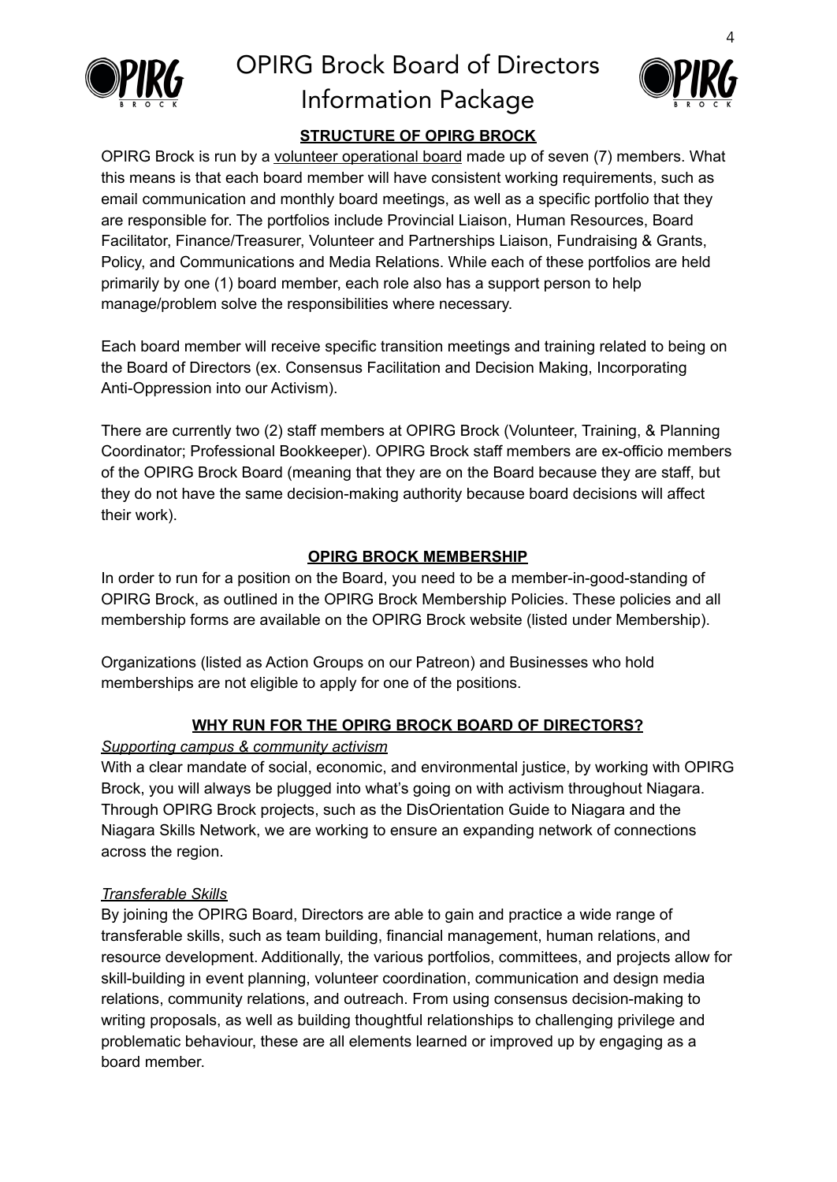## STRUCTURE OF OPIRG BROCK

OPIRG Brock is run by a volunteer operational board made up of seven (7) members. What this means is that each board member will have consistent working requirements, such as email communication and monthly board meetings, as well as a specific portfolio that they are responsible for. The portfolios include Provincial Liaison, Human Resources, Board Facilitator, Finance/Treasurer, Volunteer and Partnerships Liaison, Fundraising & Grants, Policy, and Communications and Media Relations. While each of these portfolios are held primarily by one (1) board member, each role also has a support person to help manage/problem solve the responsibilities where necessary.

Each board member will receive specific transition meetings and training related to being on the Board of Directors (ex. Consensus Facilitation and Decision Making, Incorporating Anti-Oppression into our Activism).

There are currently two (2) staff members at OPIRG Brock (Volunteer, Training, & Planning Coordinator; Professional Bookkeeper). OPIRG Brock staff members are ex-officio members of the OPIRG Brock Board (meaning that they are on the Board because they are staff, but they do not have the same decision-making authority because board decisions will affect their work).

## OPIRG BROCK MEMBERSHIP

In order to run for a position on the Board, you need to be a member-in-good-standing of OPIRG Brock, as outlined in the OPIRG Brock Membership Policies. These policies and all membership forms are available on the OPIRG Brock website (listed under Membership).

Organizations (listed as Action Groups on our Patreon) and Businesses who hold memberships are not eligible to apply for one of the positions.

## WHY RUN FOR THE OPIRG BROCK BOARD OF DIRECTORS?

*Supporting campus & community activism*

With a clear mandate of social, economic, and environmental justice, by working with OPIRG Brock, you will always be plugged into what's going on with activism throughout Niagara. Through OPIRG Brock projects, such as the DisOrientation Guide to Niagara and the Niagara Skills Network, we are working to ensure an expanding network of connections across the region.

*Transferable Skills*

By joining the OPIRG Board, Directors are able to gain and practice a wide range of transferable skills, such as team building, financial management, human relations, and resource development. Additionally, the various portfolios, committees, and projects allow for skill-building in event planning, volunteer coordination, communication and design media relations, community relations, and outreach. From using consensus decision-making to writing proposals, as well as building thoughtful relationships to challenging privilege and problematic behaviour, these are all elements learned or improved up by engaging as a board member.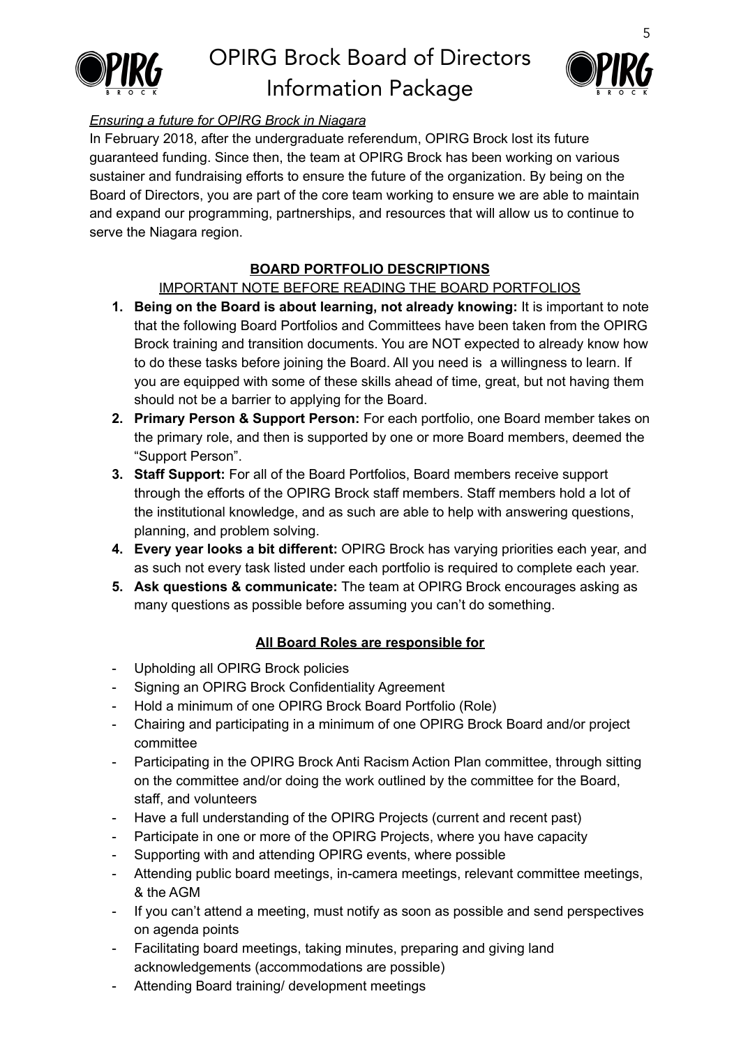*Ensuring a future for OPIRG Brock in Niagara*

In February 2018, after the undergraduate referendum, OPIRG Brock lost its future guaranteed funding. Since then, the team at OPIRG Brock has been working on various sustainer and fundraising efforts to ensure the future of the organization. By being on the Board of Directors, you are part of the core team working to ensure we are able to maintain and expand our programming, partnerships, and resources that will allow us to continue to serve the Niagara region.

## BOARD PORTFOLIO DESCRIPTIONS

IMPORTANT NOTE BEFORE READING THE BOARD PORTFOLIOS

1. **Being on the Board is about learning, not already knowing:** It is important to note that the following Board Portfolios and Committees have been taken from the OPIRG Brock training and transition documents. You are NOT expected to already know how to do these tasks before joining the Board. All you need is a willingness to learn. If you are equipped with some of these skills ahead of time, great, but not having them should not be a barrier to applying for the Board.
2. **Primary Person & Support Person:** For each portfolio, one Board member takes on the primary role, and then is supported by one or more Board members, deemed the "Support Person".
3. **Staff Support:** For all of the Board Portfolios, Board members receive support through the efforts of the OPIRG Brock staff members. Staff members hold a lot of the institutional knowledge, and as such are able to help with answering questions, planning, and problem solving.
4. **Every year looks a bit different:** OPIRG Brock has varying priorities each year, and as such not every task listed under each portfolio is required to complete each year.
5. **Ask questions & communicate:** The team at OPIRG Brock encourages asking as many questions as possible before assuming you can't do something.

### All Board Roles are responsible for

- Upholding all OPIRG Brock policies
- Signing an OPIRG Brock Confidentiality Agreement
- Hold a minimum of one OPIRG Brock Board Portfolio (Role)
- Chairing and participating in a minimum of one OPIRG Brock Board and/or project committee
- Participating in the OPIRG Brock Anti Racism Action Plan committee, through sitting on the committee and/or doing the work outlined by the committee for the Board, staff, and volunteers
- Have a full understanding of the OPIRG Projects (current and recent past)
- Participate in one or more of the OPIRG Projects, where you have capacity
- Supporting with and attending OPIRG events, where possible
- Attending public board meetings, in-camera meetings, relevant committee meetings, & the AGM
- If you can't attend a meeting, must notify as soon as possible and send perspectives on agenda points
- Facilitating board meetings, taking minutes, preparing and giving land acknowledgements (accommodations are possible)
- Attending Board training/ development meetings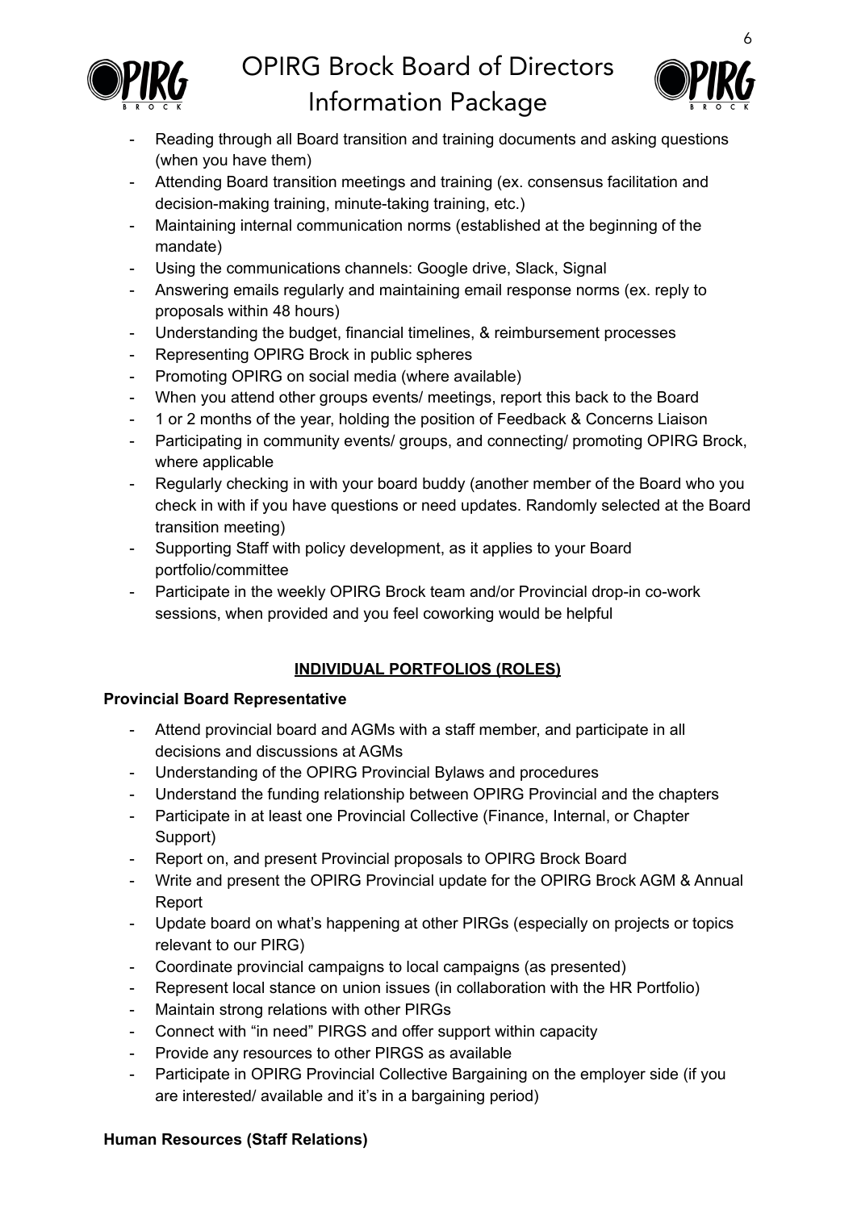- Reading through all Board transition and training documents and asking questions (when you have them)
- Attending Board transition meetings and training (ex. consensus facilitation and decision-making training, minute-taking training, etc.)
- Maintaining internal communication norms (established at the beginning of the mandate)
- Using the communications channels: Google drive, Slack, Signal
- Answering emails regularly and maintaining email response norms (ex. reply to proposals within 48 hours)
- Understanding the budget, financial timelines, & reimbursement processes
- Representing OPIRG Brock in public spheres
- Promoting OPIRG on social media (where available)
- When you attend other groups events/ meetings, report this back to the Board
- 1 or 2 months of the year, holding the position of Feedback & Concerns Liaison
- Participating in community events/ groups, and connecting/ promoting OPIRG Brock, where applicable
- Regularly checking in with your board buddy (another member of the Board who you check in with if you have questions or need updates. Randomly selected at the Board transition meeting)
- Supporting Staff with policy development, as it applies to your Board portfolio/committee
- Participate in the weekly OPIRG Brock team and/or Provincial drop-in co-work sessions, when provided and you feel coworking would be helpful

## INDIVIDUAL PORTFOLIOS (ROLES)

### Provincial Board Representative

- Attend provincial board and AGMs with a staff member, and participate in all decisions and discussions at AGMs
- Understanding of the OPIRG Provincial Bylaws and procedures
- Understand the funding relationship between OPIRG Provincial and the chapters
- Participate in at least one Provincial Collective (Finance, Internal, or Chapter Support)
- Report on, and present Provincial proposals to OPIRG Brock Board
- Write and present the OPIRG Provincial update for the OPIRG Brock AGM & Annual Report
- Update board on what's happening at other PIRGs (especially on projects or topics relevant to our PIRG)
- Coordinate provincial campaigns to local campaigns (as presented)
- Represent local stance on union issues (in collaboration with the HR Portfolio)
- Maintain strong relations with other PIRGs
- Connect with "in need" PIRGS and offer support within capacity
- Provide any resources to other PIRGS as available
- Participate in OPIRG Provincial Collective Bargaining on the employer side (if you are interested/ available and it's in a bargaining period)

### Human Resources (Staff Relations)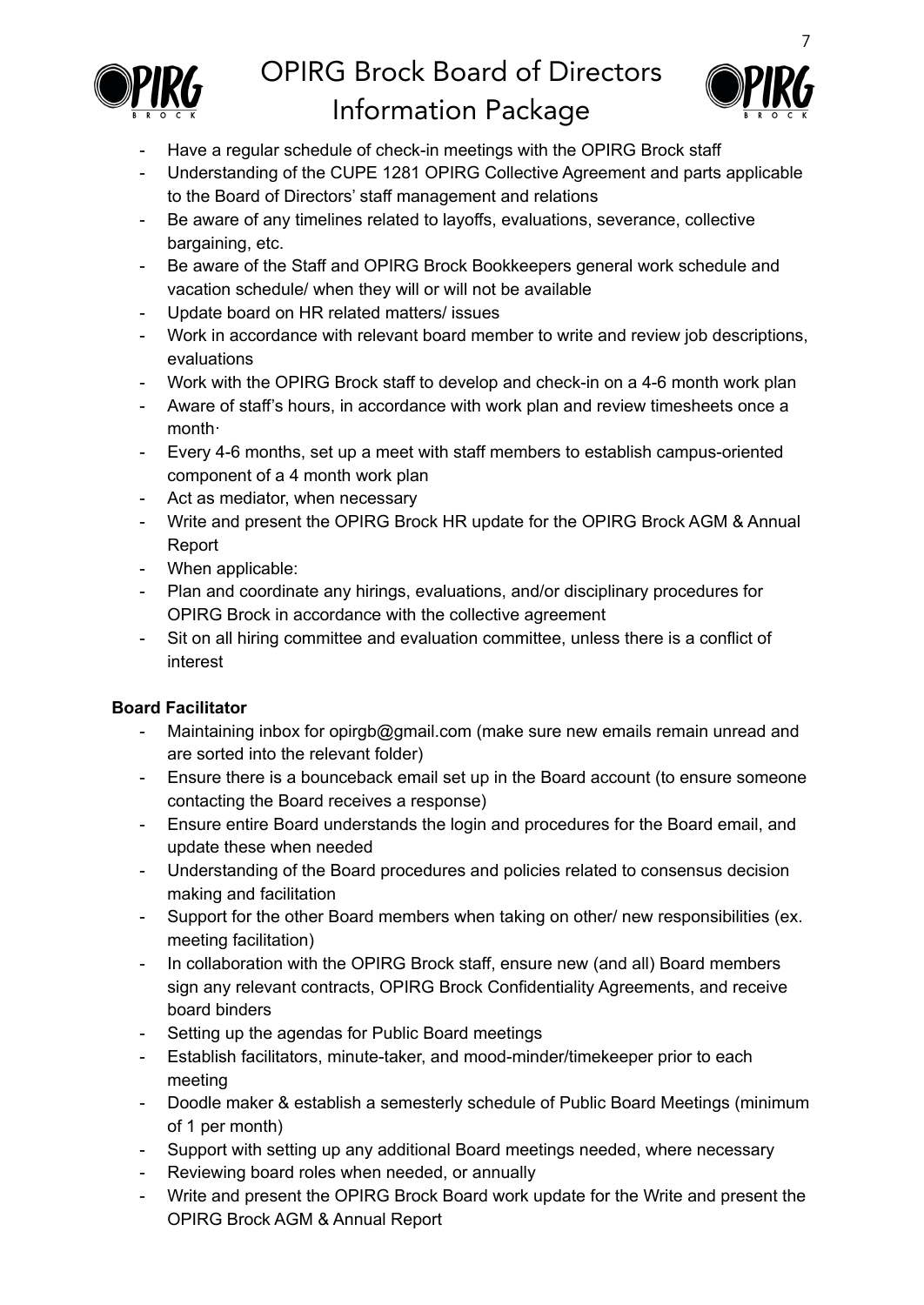- Have a regular schedule of check-in meetings with the OPIRG Brock staff
- Understanding of the CUPE 1281 OPIRG Collective Agreement and parts applicable to the Board of Directors' staff management and relations
- Be aware of any timelines related to layoffs, evaluations, severance, collective bargaining, etc.
- Be aware of the Staff and OPIRG Brock Bookkeepers general work schedule and vacation schedule/ when they will or will not be available
- Update board on HR related matters/ issues
- Work in accordance with relevant board member to write and review job descriptions, evaluations
- Work with the OPIRG Brock staff to develop and check-in on a 4-6 month work plan
- Aware of staff's hours, in accordance with work plan and review timesheets once a month·
- Every 4-6 months, set up a meet with staff members to establish campus-oriented component of a 4 month work plan
- Act as mediator, when necessary
- Write and present the OPIRG Brock HR update for the OPIRG Brock AGM & Annual Report
- When applicable:
- Plan and coordinate any hirings, evaluations, and/or disciplinary procedures for OPIRG Brock in accordance with the collective agreement
- Sit on all hiring committee and evaluation committee, unless there is a conflict of interest

**Board Facilitator**

- Maintaining inbox for opirgb@gmail.com (make sure new emails remain unread and are sorted into the relevant folder)
- Ensure there is a bounceback email set up in the Board account (to ensure someone contacting the Board receives a response)
- Ensure entire Board understands the login and procedures for the Board email, and update these when needed
- Understanding of the Board procedures and policies related to consensus decision making and facilitation
- Support for the other Board members when taking on other/ new responsibilities (ex. meeting facilitation)
- In collaboration with the OPIRG Brock staff, ensure new (and all) Board members sign any relevant contracts, OPIRG Brock Confidentiality Agreements, and receive board binders
- Setting up the agendas for Public Board meetings
- Establish facilitators, minute-taker, and mood-minder/timekeeper prior to each meeting
- Doodle maker & establish a semesterly schedule of Public Board Meetings (minimum of 1 per month)
- Support with setting up any additional Board meetings needed, where necessary
- Reviewing board roles when needed, or annually
- Write and present the OPIRG Brock Board work update for the Write and present the OPIRG Brock AGM & Annual Report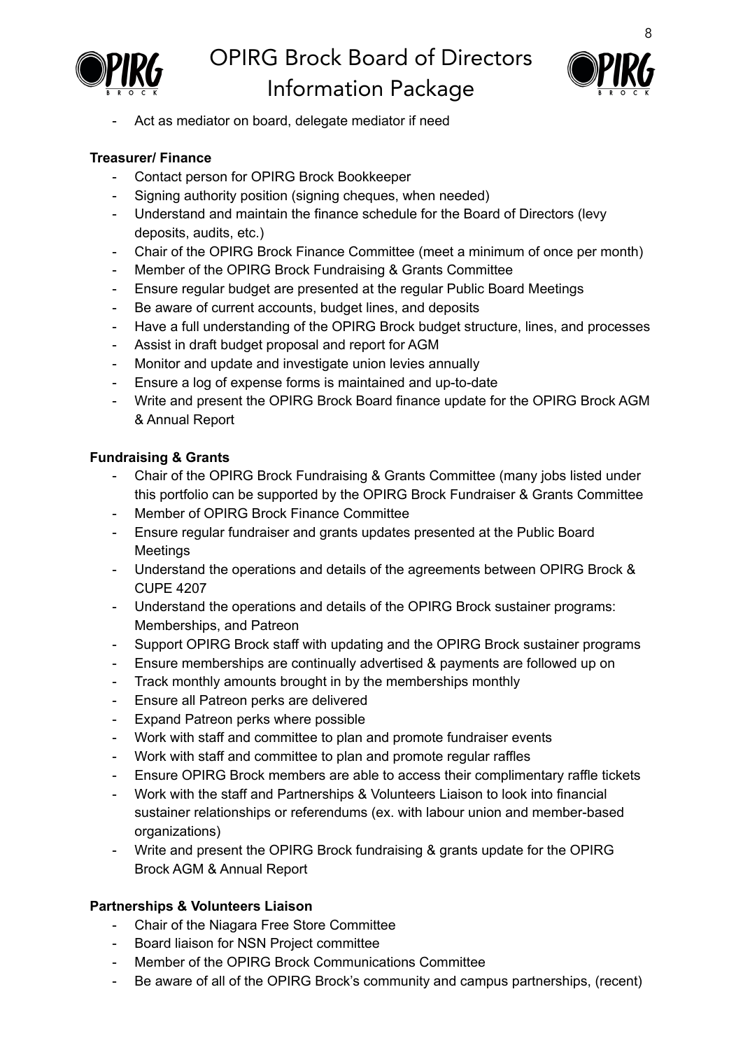- Act as mediator on board, delegate mediator if need

**Treasurer/ Finance**

- Contact person for OPIRG Brock Bookkeeper
- Signing authority position (signing cheques, when needed)
- Understand and maintain the finance schedule for the Board of Directors (levy deposits, audits, etc.)
- Chair of the OPIRG Brock Finance Committee (meet a minimum of once per month)
- Member of the OPIRG Brock Fundraising & Grants Committee
- Ensure regular budget are presented at the regular Public Board Meetings
- Be aware of current accounts, budget lines, and deposits
- Have a full understanding of the OPIRG Brock budget structure, lines, and processes
- Assist in draft budget proposal and report for AGM
- Monitor and update and investigate union levies annually
- Ensure a log of expense forms is maintained and up-to-date
- Write and present the OPIRG Brock Board finance update for the OPIRG Brock AGM & Annual Report

**Fundraising & Grants**

- Chair of the OPIRG Brock Fundraising & Grants Committee (many jobs listed under this portfolio can be supported by the OPIRG Brock Fundraiser & Grants Committee
- Member of OPIRG Brock Finance Committee
- Ensure regular fundraiser and grants updates presented at the Public Board Meetings
- Understand the operations and details of the agreements between OPIRG Brock & CUPE 4207
- Understand the operations and details of the OPIRG Brock sustainer programs: Memberships, and Patreon
- Support OPIRG Brock staff with updating and the OPIRG Brock sustainer programs
- Ensure memberships are continually advertised & payments are followed up on
- Track monthly amounts brought in by the memberships monthly
- Ensure all Patreon perks are delivered
- Expand Patreon perks where possible
- Work with staff and committee to plan and promote fundraiser events
- Work with staff and committee to plan and promote regular raffles
- Ensure OPIRG Brock members are able to access their complimentary raffle tickets
- Work with the staff and Partnerships & Volunteers Liaison to look into financial sustainer relationships or referendums (ex. with labour union and member-based organizations)
- Write and present the OPIRG Brock fundraising & grants update for the OPIRG Brock AGM & Annual Report

**Partnerships & Volunteers Liaison**

- Chair of the Niagara Free Store Committee
- Board liaison for NSN Project committee
- Member of the OPIRG Brock Communications Committee
- Be aware of all of the OPIRG Brock's community and campus partnerships, (recent)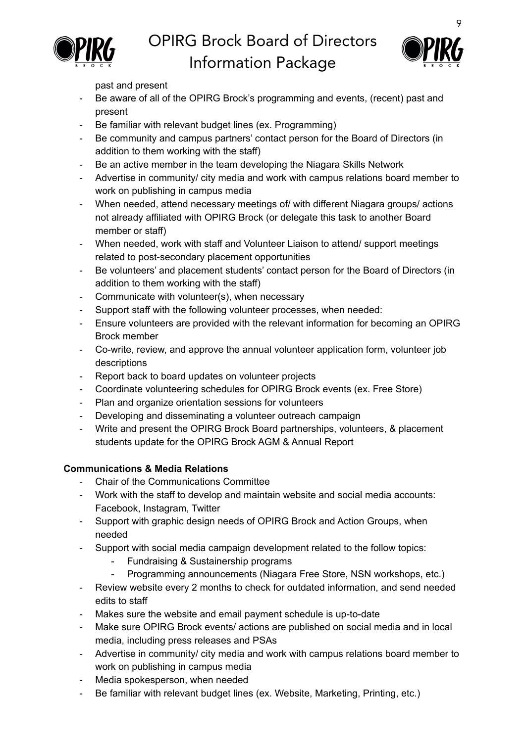past and present

- Be aware of all of the OPIRG Brock's programming and events, (recent) past and present
- Be familiar with relevant budget lines (ex. Programming)
- Be community and campus partners' contact person for the Board of Directors (in addition to them working with the staff)
- Be an active member in the team developing the Niagara Skills Network
- Advertise in community/ city media and work with campus relations board member to work on publishing in campus media
- When needed, attend necessary meetings of/ with different Niagara groups/ actions not already affiliated with OPIRG Brock (or delegate this task to another Board member or staff)
- When needed, work with staff and Volunteer Liaison to attend/ support meetings related to post-secondary placement opportunities
- Be volunteers' and placement students' contact person for the Board of Directors (in addition to them working with the staff)
- Communicate with volunteer(s), when necessary
- Support staff with the following volunteer processes, when needed:
- Ensure volunteers are provided with the relevant information for becoming an OPIRG Brock member
- Co-write, review, and approve the annual volunteer application form, volunteer job descriptions
- Report back to board updates on volunteer projects
- Coordinate volunteering schedules for OPIRG Brock events (ex. Free Store)
- Plan and organize orientation sessions for volunteers
- Developing and disseminating a volunteer outreach campaign
- Write and present the OPIRG Brock Board partnerships, volunteers, & placement students update for the OPIRG Brock AGM & Annual Report

**Communications & Media Relations**

- Chair of the Communications Committee
- Work with the staff to develop and maintain website and social media accounts: Facebook, Instagram, Twitter
- Support with graphic design needs of OPIRG Brock and Action Groups, when needed
- Support with social media campaign development related to the follow topics:
  - Fundraising & Sustainership programs
  - Programming announcements (Niagara Free Store, NSN workshops, etc.)
- Review website every 2 months to check for outdated information, and send needed edits to staff
- Makes sure the website and email payment schedule is up-to-date
- Make sure OPIRG Brock events/ actions are published on social media and in local media, including press releases and PSAs
- Advertise in community/ city media and work with campus relations board member to work on publishing in campus media
- Media spokesperson, when needed
- Be familiar with relevant budget lines (ex. Website, Marketing, Printing, etc.)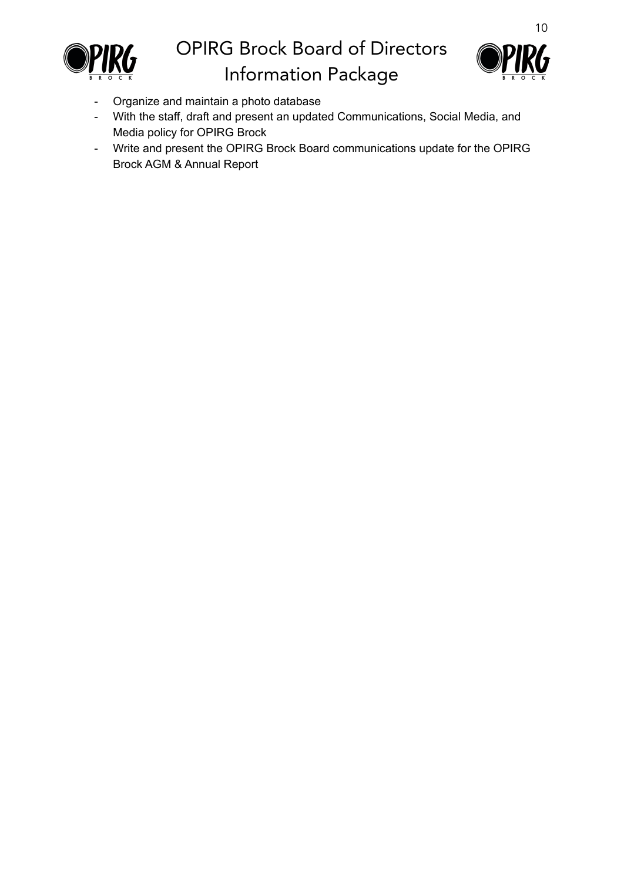- Organize and maintain a photo database
- With the staff, draft and present an updated Communications, Social Media, and Media policy for OPIRG Brock
- Write and present the OPIRG Brock Board communications update for the OPIRG Brock AGM & Annual Report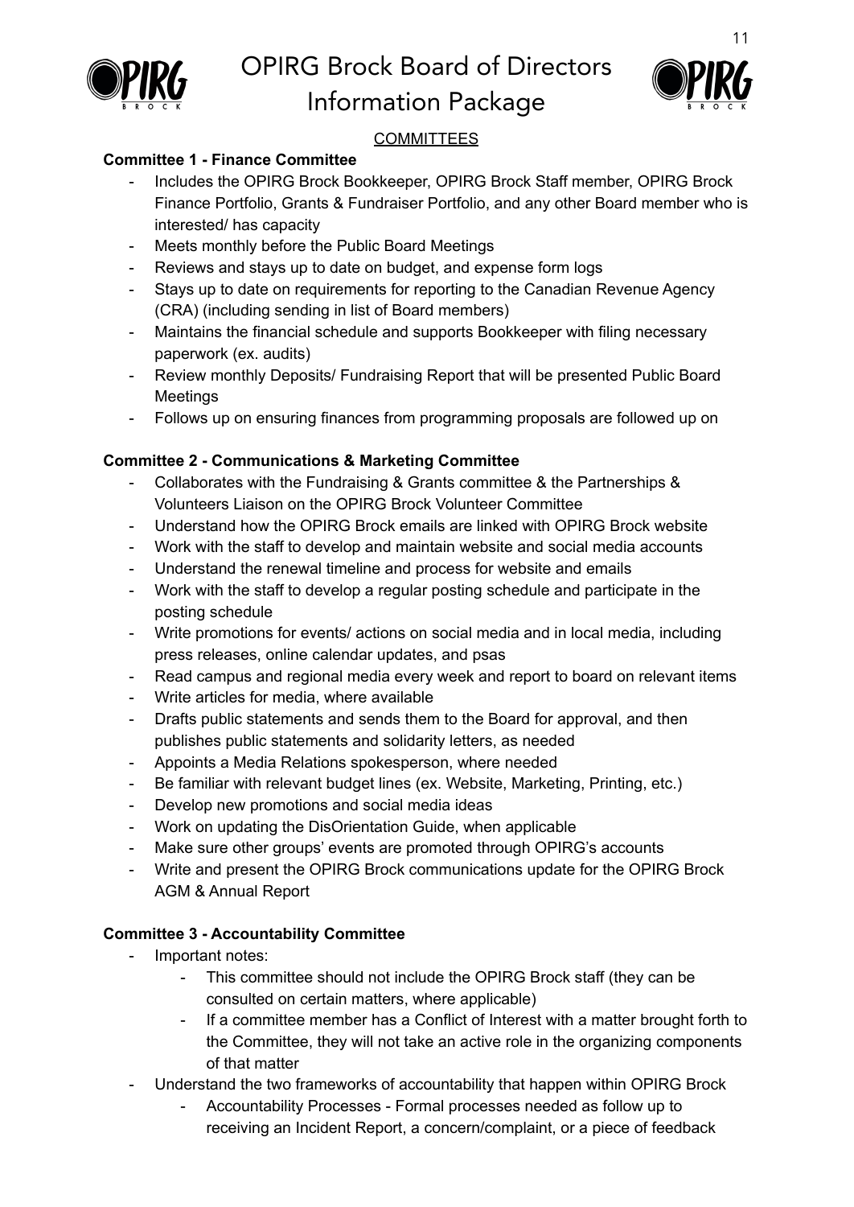## COMMITTEES

**Committee 1 - Finance Committee**

- Includes the OPIRG Brock Bookkeeper, OPIRG Brock Staff member, OPIRG Brock Finance Portfolio, Grants & Fundraiser Portfolio, and any other Board member who is interested/ has capacity
- Meets monthly before the Public Board Meetings
- Reviews and stays up to date on budget, and expense form logs
- Stays up to date on requirements for reporting to the Canadian Revenue Agency (CRA) (including sending in list of Board members)
- Maintains the financial schedule and supports Bookkeeper with filing necessary paperwork (ex. audits)
- Review monthly Deposits/ Fundraising Report that will be presented Public Board Meetings
- Follows up on ensuring finances from programming proposals are followed up on

**Committee 2 - Communications & Marketing Committee**

- Collaborates with the Fundraising & Grants committee & the Partnerships & Volunteers Liaison on the OPIRG Brock Volunteer Committee
- Understand how the OPIRG Brock emails are linked with OPIRG Brock website
- Work with the staff to develop and maintain website and social media accounts
- Understand the renewal timeline and process for website and emails
- Work with the staff to develop a regular posting schedule and participate in the posting schedule
- Write promotions for events/ actions on social media and in local media, including press releases, online calendar updates, and psas
- Read campus and regional media every week and report to board on relevant items
- Write articles for media, where available
- Drafts public statements and sends them to the Board for approval, and then publishes public statements and solidarity letters, as needed
- Appoints a Media Relations spokesperson, where needed
- Be familiar with relevant budget lines (ex. Website, Marketing, Printing, etc.)
- Develop new promotions and social media ideas
- Work on updating the DisOrientation Guide, when applicable
- Make sure other groups' events are promoted through OPIRG's accounts
- Write and present the OPIRG Brock communications update for the OPIRG Brock AGM & Annual Report

**Committee 3 - Accountability Committee**

- Important notes:
  - This committee should not include the OPIRG Brock staff (they can be consulted on certain matters, where applicable)
  - If a committee member has a Conflict of Interest with a matter brought forth to the Committee, they will not take an active role in the organizing components of that matter
- Understand the two frameworks of accountability that happen within OPIRG Brock
  - Accountability Processes - Formal processes needed as follow up to receiving an Incident Report, a concern/complaint, or a piece of feedback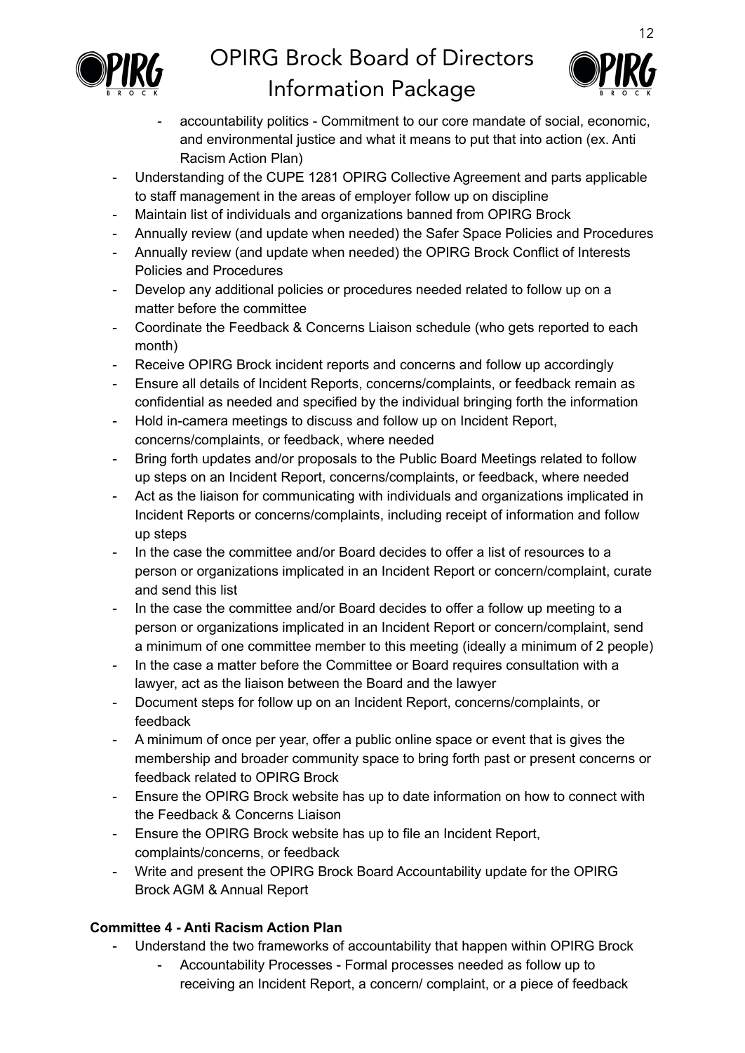- accountability politics - Commitment to our core mandate of social, economic, and environmental justice and what it means to put that into action (ex. Anti Racism Action Plan)
- Understanding of the CUPE 1281 OPIRG Collective Agreement and parts applicable to staff management in the areas of employer follow up on discipline
- Maintain list of individuals and organizations banned from OPIRG Brock
- Annually review (and update when needed) the Safer Space Policies and Procedures
- Annually review (and update when needed) the OPIRG Brock Conflict of Interests Policies and Procedures
- Develop any additional policies or procedures needed related to follow up on a matter before the committee
- Coordinate the Feedback & Concerns Liaison schedule (who gets reported to each month)
- Receive OPIRG Brock incident reports and concerns and follow up accordingly
- Ensure all details of Incident Reports, concerns/complaints, or feedback remain as confidential as needed and specified by the individual bringing forth the information
- Hold in-camera meetings to discuss and follow up on Incident Report, concerns/complaints, or feedback, where needed
- Bring forth updates and/or proposals to the Public Board Meetings related to follow up steps on an Incident Report, concerns/complaints, or feedback, where needed
- Act as the liaison for communicating with individuals and organizations implicated in Incident Reports or concerns/complaints, including receipt of information and follow up steps
- In the case the committee and/or Board decides to offer a list of resources to a person or organizations implicated in an Incident Report or concern/complaint, curate and send this list
- In the case the committee and/or Board decides to offer a follow up meeting to a person or organizations implicated in an Incident Report or concern/complaint, send a minimum of one committee member to this meeting (ideally a minimum of 2 people)
- In the case a matter before the Committee or Board requires consultation with a lawyer, act as the liaison between the Board and the lawyer
- Document steps for follow up on an Incident Report, concerns/complaints, or feedback
- A minimum of once per year, offer a public online space or event that is gives the membership and broader community space to bring forth past or present concerns or feedback related to OPIRG Brock
- Ensure the OPIRG Brock website has up to date information on how to connect with the Feedback & Concerns Liaison
- Ensure the OPIRG Brock website has up to file an Incident Report, complaints/concerns, or feedback
- Write and present the OPIRG Brock Board Accountability update for the OPIRG Brock AGM & Annual Report

**Committee 4 - Anti Racism Action Plan**

- Understand the two frameworks of accountability that happen within OPIRG Brock
    - Accountability Processes - Formal processes needed as follow up to receiving an Incident Report, a concern/ complaint, or a piece of feedback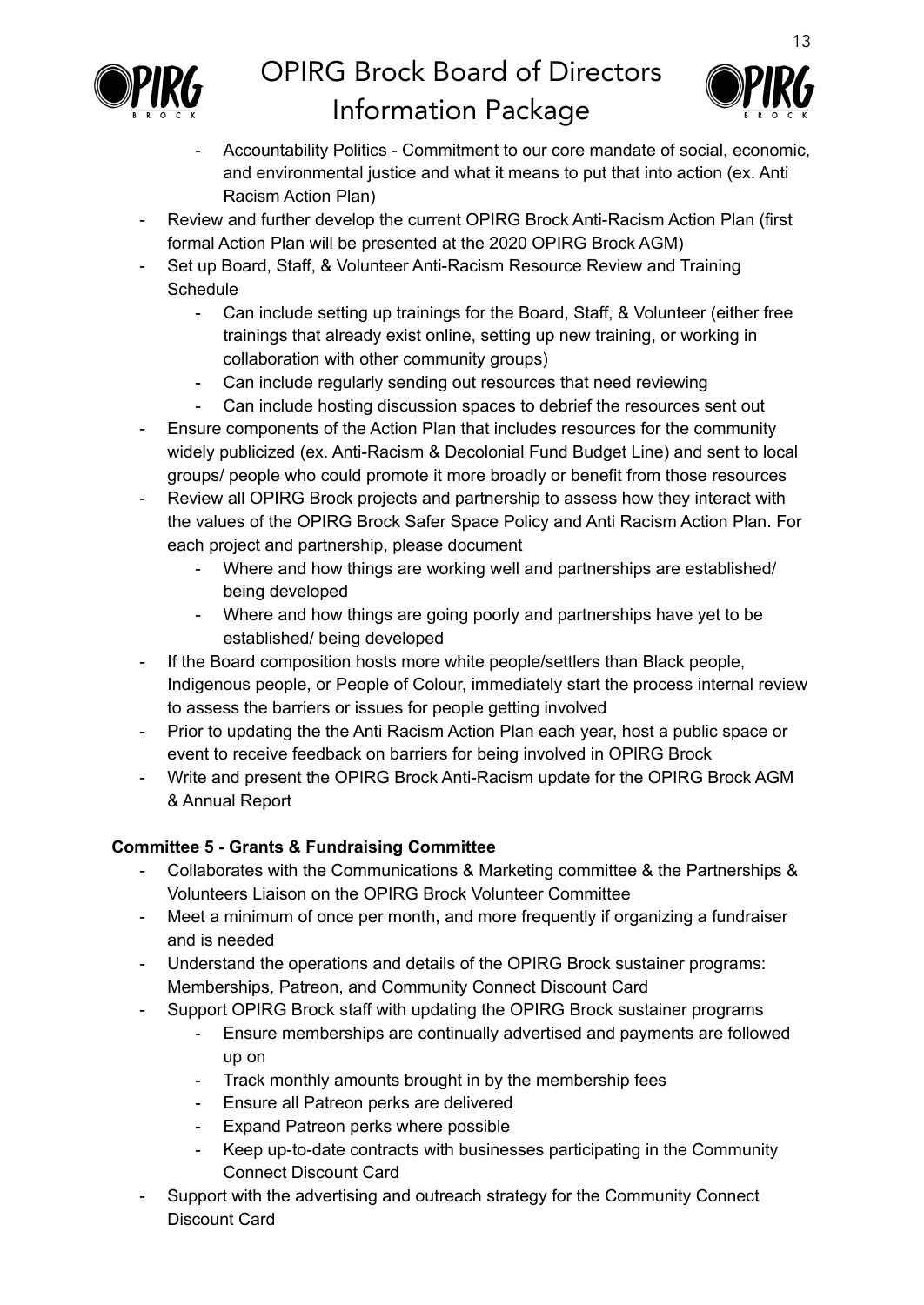- Accountability Politics - Commitment to our core mandate of social, economic, and environmental justice and what it means to put that into action (ex. Anti Racism Action Plan)
- Review and further develop the current OPIRG Brock Anti-Racism Action Plan (first formal Action Plan will be presented at the 2020 OPIRG Brock AGM)
- Set up Board, Staff, & Volunteer Anti-Racism Resource Review and Training Schedule
  - Can include setting up trainings for the Board, Staff, & Volunteer (either free trainings that already exist online, setting up new training, or working in collaboration with other community groups)
  - Can include regularly sending out resources that need reviewing
  - Can include hosting discussion spaces to debrief the resources sent out
- Ensure components of the Action Plan that includes resources for the community widely publicized (ex. Anti-Racism & Decolonial Fund Budget Line) and sent to local groups/ people who could promote it more broadly or benefit from those resources
- Review all OPIRG Brock projects and partnership to assess how they interact with the values of the OPIRG Brock Safer Space Policy and Anti Racism Action Plan. For each project and partnership, please document
  - Where and how things are working well and partnerships are established/ being developed
  - Where and how things are going poorly and partnerships have yet to be established/ being developed
- If the Board composition hosts more white people/settlers than Black people, Indigenous people, or People of Colour, immediately start the process internal review to assess the barriers or issues for people getting involved
- Prior to updating the the Anti Racism Action Plan each year, host a public space or event to receive feedback on barriers for being involved in OPIRG Brock
- Write and present the OPIRG Brock Anti-Racism update for the OPIRG Brock AGM & Annual Report

**Committee 5 - Grants & Fundraising Committee**

- Collaborates with the Communications & Marketing committee & the Partnerships & Volunteers Liaison on the OPIRG Brock Volunteer Committee
- Meet a minimum of once per month, and more frequently if organizing a fundraiser and is needed
- Understand the operations and details of the OPIRG Brock sustainer programs: Memberships, Patreon, and Community Connect Discount Card
- Support OPIRG Brock staff with updating the OPIRG Brock sustainer programs
  - Ensure memberships are continually advertised and payments are followed up on
  - Track monthly amounts brought in by the membership fees
  - Ensure all Patreon perks are delivered
  - Expand Patreon perks where possible
  - Keep up-to-date contracts with businesses participating in the Community Connect Discount Card
- Support with the advertising and outreach strategy for the Community Connect Discount Card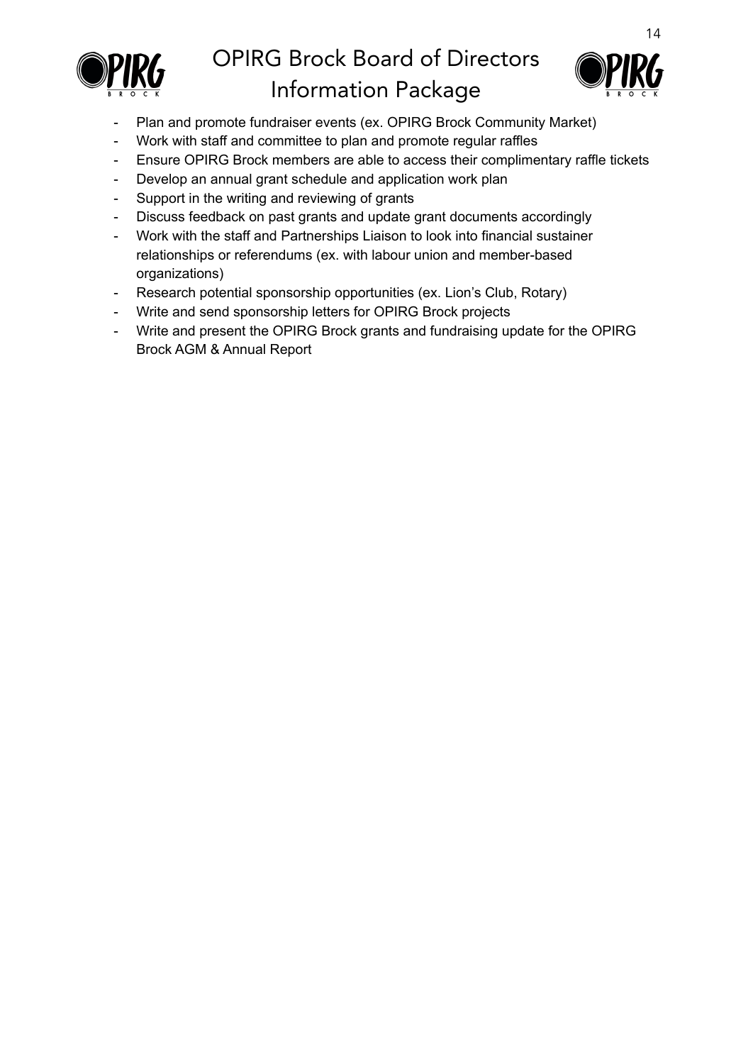- Plan and promote fundraiser events (ex. OPIRG Brock Community Market)
- Work with staff and committee to plan and promote regular raffles
- Ensure OPIRG Brock members are able to access their complimentary raffle tickets
- Develop an annual grant schedule and application work plan
- Support in the writing and reviewing of grants
- Discuss feedback on past grants and update grant documents accordingly
- Work with the staff and Partnerships Liaison to look into financial sustainer relationships or referendums (ex. with labour union and member-based organizations)
- Research potential sponsorship opportunities (ex. Lion's Club, Rotary)
- Write and send sponsorship letters for OPIRG Brock projects
- Write and present the OPIRG Brock grants and fundraising update for the OPIRG Brock AGM & Annual Report